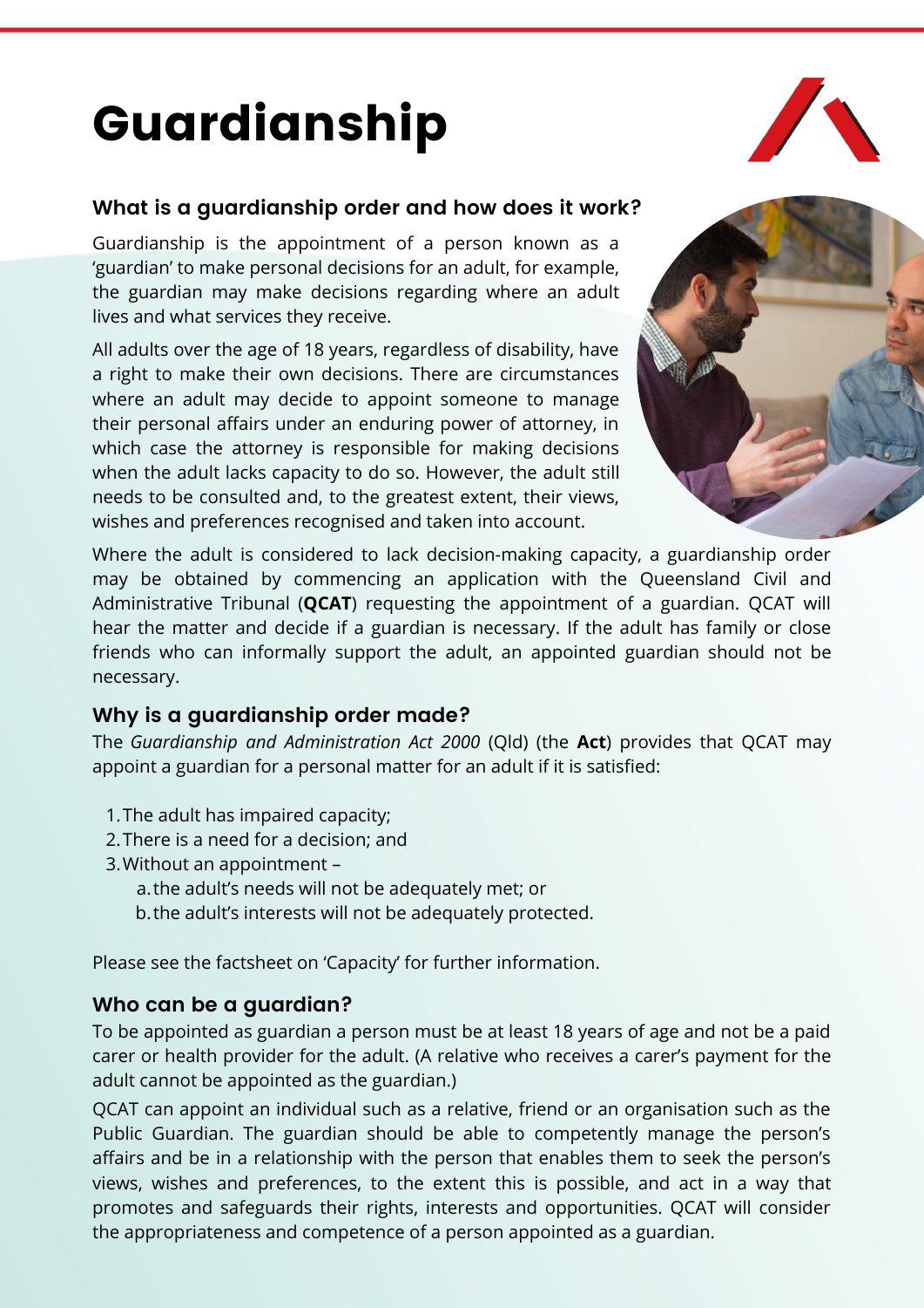# Guardianship

## What is a guardianship order and how does it work?

Guardianship is the appointment of a person known as a 'guardian' to make personal decisions for an adult, for example, the guardian may make decisions regarding where an adult lives and what services they receive.

All adults over the age of 18 years, regardless of disability, have a right to make their own decisions. There are circumstances where an adult may decide to appoint someone to manage their personal affairs under an enduring power of attorney, in which case the attorney is responsible for making decisions when the adult lacks capacity to do so. However, the adult still needs to be consulted and, to the greatest extent, their views, wishes and preferences recognised and taken into account.

Where the adult is considered to lack decision-making capacity, a guardianship order may be obtained by commencing an application with the Queensland Civil and Administrative Tribunal (**QCAT**) requesting the appointment of a guardian. QCAT will hear the matter and decide if a guardian is necessary. If the adult has family or close friends who can informally support the adult, an appointed guardian should not be necessary.

## Why is a guardianship order made?

The *Guardianship and Administration Act 2000* (Qld) (the **Act**) provides that QCAT may appoint a guardian for a personal matter for an adult if it is satisfied:

1. The adult has impaired capacity;
2. There is a need for a decision; and
3. Without an appointment –
   a. the adult's needs will not be adequately met; or
   b. the adult's interests will not be adequately protected.

Please see the factsheet on 'Capacity' for further information.

## Who can be a guardian?

To be appointed as guardian a person must be at least 18 years of age and not be a paid carer or health provider for the adult. (A relative who receives a carer's payment for the adult cannot be appointed as the guardian.)

QCAT can appoint an individual such as a relative, friend or an organisation such as the Public Guardian. The guardian should be able to competently manage the person's affairs and be in a relationship with the person that enables them to seek the person's views, wishes and preferences, to the extent this is possible, and act in a way that promotes and safeguards their rights, interests and opportunities. QCAT will consider the appropriateness and competence of a person appointed as a guardian.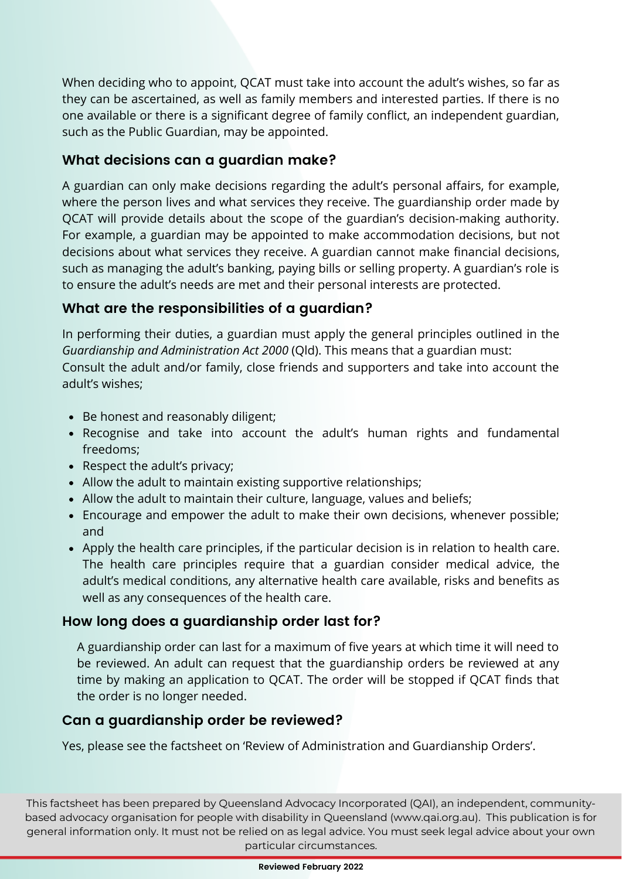When deciding who to appoint, QCAT must take into account the adult's wishes, so far as they can be ascertained, as well as family members and interested parties. If there is no one available or there is a significant degree of family conflict, an independent guardian, such as the Public Guardian, may be appointed.

## What decisions can a guardian make?

A guardian can only make decisions regarding the adult's personal affairs, for example, where the person lives and what services they receive. The guardianship order made by QCAT will provide details about the scope of the guardian's decision-making authority. For example, a guardian may be appointed to make accommodation decisions, but not decisions about what services they receive. A guardian cannot make financial decisions, such as managing the adult's banking, paying bills or selling property. A guardian's role is to ensure the adult's needs are met and their personal interests are protected.

## What are the responsibilities of a guardian?

In performing their duties, a guardian must apply the general principles outlined in the *Guardianship and Administration Act 2000* (Qld). This means that a guardian must:
Consult the adult and/or family, close friends and supporters and take into account the adult's wishes;

- Be honest and reasonably diligent;
- Recognise and take into account the adult's human rights and fundamental freedoms;
- Respect the adult's privacy;
- Allow the adult to maintain existing supportive relationships;
- Allow the adult to maintain their culture, language, values and beliefs;
- Encourage and empower the adult to make their own decisions, whenever possible; and
- Apply the health care principles, if the particular decision is in relation to health care. The health care principles require that a guardian consider medical advice, the adult's medical conditions, any alternative health care available, risks and benefits as well as any consequences of the health care.

## How long does a guardianship order last for?

A guardianship order can last for a maximum of five years at which time it will need to be reviewed. An adult can request that the guardianship orders be reviewed at any time by making an application to QCAT. The order will be stopped if QCAT finds that the order is no longer needed.

## Can a guardianship order be reviewed?

Yes, please see the factsheet on 'Review of Administration and Guardianship Orders'.

This factsheet has been prepared by Queensland Advocacy Incorporated (QAI), an independent, community-based advocacy organisation for people with disability in Queensland (www.qai.org.au). This publication is for general information only. It must not be relied on as legal advice. You must seek legal advice about your own particular circumstances.

**Reviewed February 2022**